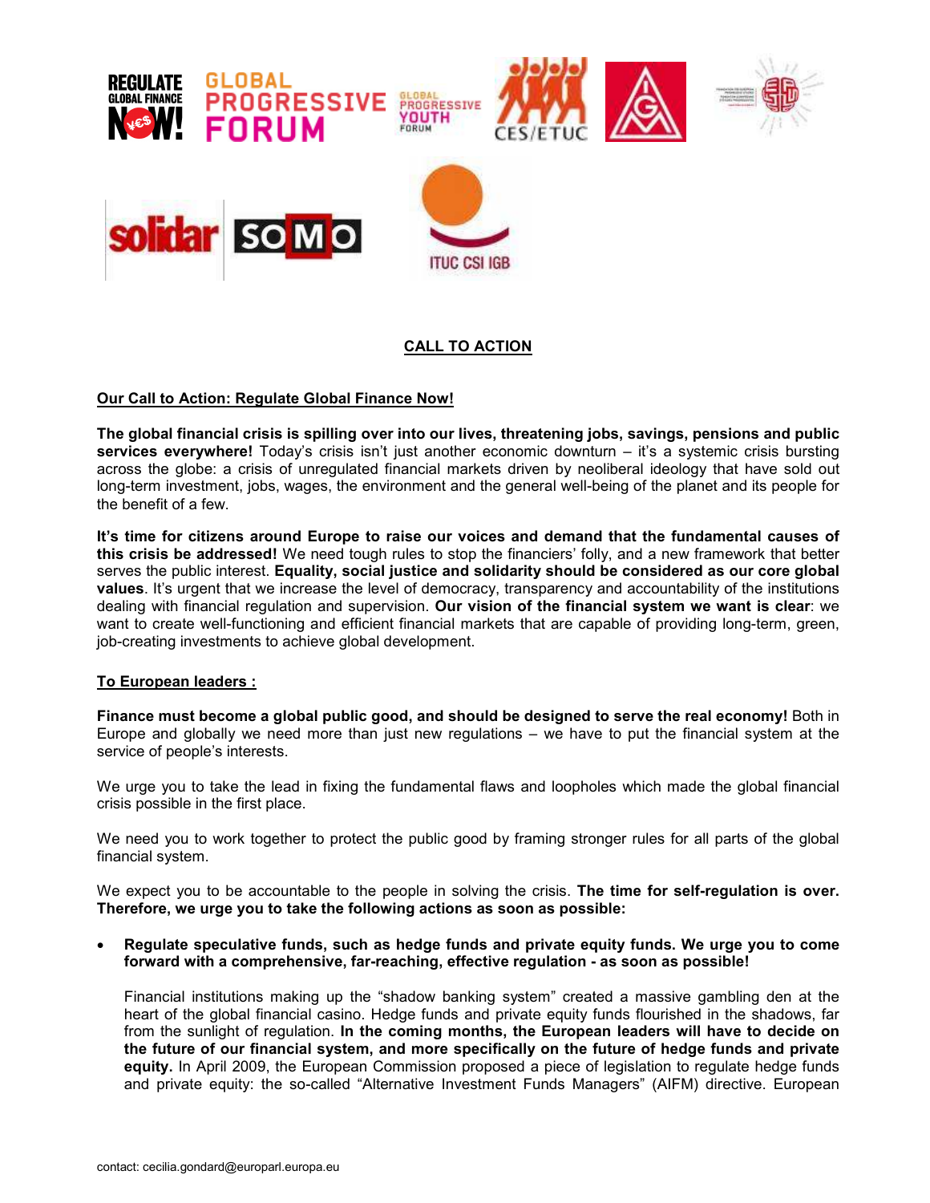## CALL TO ACTION

### Our Call to Action: Regulate Global Finance Now!

**The global financial crisis is spilling over into our lives, threatening jobs, savings, pensions and public services everywhere!** Today's crisis isn't just another economic downturn – it's a systemic crisis bursting across the globe: a crisis of unregulated financial markets driven by neoliberal ideology that have sold out long-term investment, jobs, wages, the environment and the general well-being of the planet and its people for the benefit of a few.

**It's time for citizens around Europe to raise our voices and demand that the fundamental causes of this crisis be addressed!** We need tough rules to stop the financiers' folly, and a new framework that better serves the public interest. **Equality, social justice and solidarity should be considered as our core global values**. It's urgent that we increase the level of democracy, transparency and accountability of the institutions dealing with financial regulation and supervision. **Our vision of the financial system we want is clear**: we want to create well-functioning and efficient financial markets that are capable of providing long-term, green, job-creating investments to achieve global development.

### To European leaders :

**Finance must become a global public good, and should be designed to serve the real economy!** Both in Europe and globally we need more than just new regulations – we have to put the financial system at the service of people's interests.

We urge you to take the lead in fixing the fundamental flaws and loopholes which made the global financial crisis possible in the first place.

We need you to work together to protect the public good by framing stronger rules for all parts of the global financial system.

We expect you to be accountable to the people in solving the crisis. **The time for self-regulation is over. Therefore, we urge you to take the following actions as soon as possible:**

- **Regulate speculative funds, such as hedge funds and private equity funds. We urge you to come forward with a comprehensive, far-reaching, effective regulation - as soon as possible!**

  Financial institutions making up the "shadow banking system" created a massive gambling den at the heart of the global financial casino. Hedge funds and private equity funds flourished in the shadows, far from the sunlight of regulation. **In the coming months, the European leaders will have to decide on the future of our financial system, and more specifically on the future of hedge funds and private equity.** In April 2009, the European Commission proposed a piece of legislation to regulate hedge funds and private equity: the so-called "Alternative Investment Funds Managers" (AIFM) directive. European

contact: cecilia.gondard@europarl.europa.eu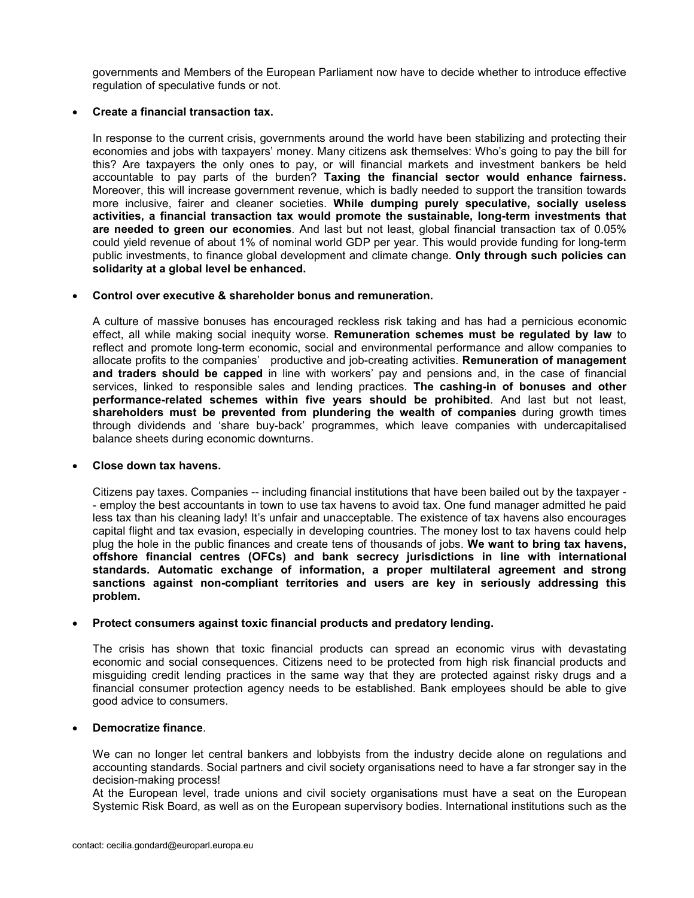governments and Members of the European Parliament now have to decide whether to introduce effective regulation of speculative funds or not.

- **Create a financial transaction tax.**

  In response to the current crisis, governments around the world have been stabilizing and protecting their economies and jobs with taxpayers' money. Many citizens ask themselves: Who's going to pay the bill for this? Are taxpayers the only ones to pay, or will financial markets and investment bankers be held accountable to pay parts of the burden? **Taxing the financial sector would enhance fairness.** Moreover, this will increase government revenue, which is badly needed to support the transition towards more inclusive, fairer and cleaner societies. **While dumping purely speculative, socially useless activities, a financial transaction tax would promote the sustainable, long-term investments that are needed to green our economies**. And last but not least, global financial transaction tax of 0.05% could yield revenue of about 1% of nominal world GDP per year. This would provide funding for long-term public investments, to finance global development and climate change. **Only through such policies can solidarity at a global level be enhanced.**

- **Control over executive & shareholder bonus and remuneration.**

  A culture of massive bonuses has encouraged reckless risk taking and has had a pernicious economic effect, all while making social inequity worse. **Remuneration schemes must be regulated by law** to reflect and promote long-term economic, social and environmental performance and allow companies to allocate profits to the companies' productive and job-creating activities. **Remuneration of management and traders should be capped** in line with workers' pay and pensions and, in the case of financial services, linked to responsible sales and lending practices. **The cashing-in of bonuses and other performance-related schemes within five years should be prohibited**. And last but not least, **shareholders must be prevented from plundering the wealth of companies** during growth times through dividends and 'share buy-back' programmes, which leave companies with undercapitalised balance sheets during economic downturns.

- **Close down tax havens.**

  Citizens pay taxes. Companies -- including financial institutions that have been bailed out by the taxpayer -- employ the best accountants in town to use tax havens to avoid tax. One fund manager admitted he paid less tax than his cleaning lady! It's unfair and unacceptable. The existence of tax havens also encourages capital flight and tax evasion, especially in developing countries. The money lost to tax havens could help plug the hole in the public finances and create tens of thousands of jobs. **We want to bring tax havens, offshore financial centres (OFCs) and bank secrecy jurisdictions in line with international standards. Automatic exchange of information, a proper multilateral agreement and strong sanctions against non-compliant territories and users are key in seriously addressing this problem.**

- **Protect consumers against toxic financial products and predatory lending.**

  The crisis has shown that toxic financial products can spread an economic virus with devastating economic and social consequences. Citizens need to be protected from high risk financial products and misguiding credit lending practices in the same way that they are protected against risky drugs and a financial consumer protection agency needs to be established. Bank employees should be able to give good advice to consumers.

- **Democratize finance**.

  We can no longer let central bankers and lobbyists from the industry decide alone on regulations and accounting standards. Social partners and civil society organisations need to have a far stronger say in the decision-making process!

  At the European level, trade unions and civil society organisations must have a seat on the European Systemic Risk Board, as well as on the European supervisory bodies. International institutions such as the

contact: cecilia.gondard@europarl.europa.eu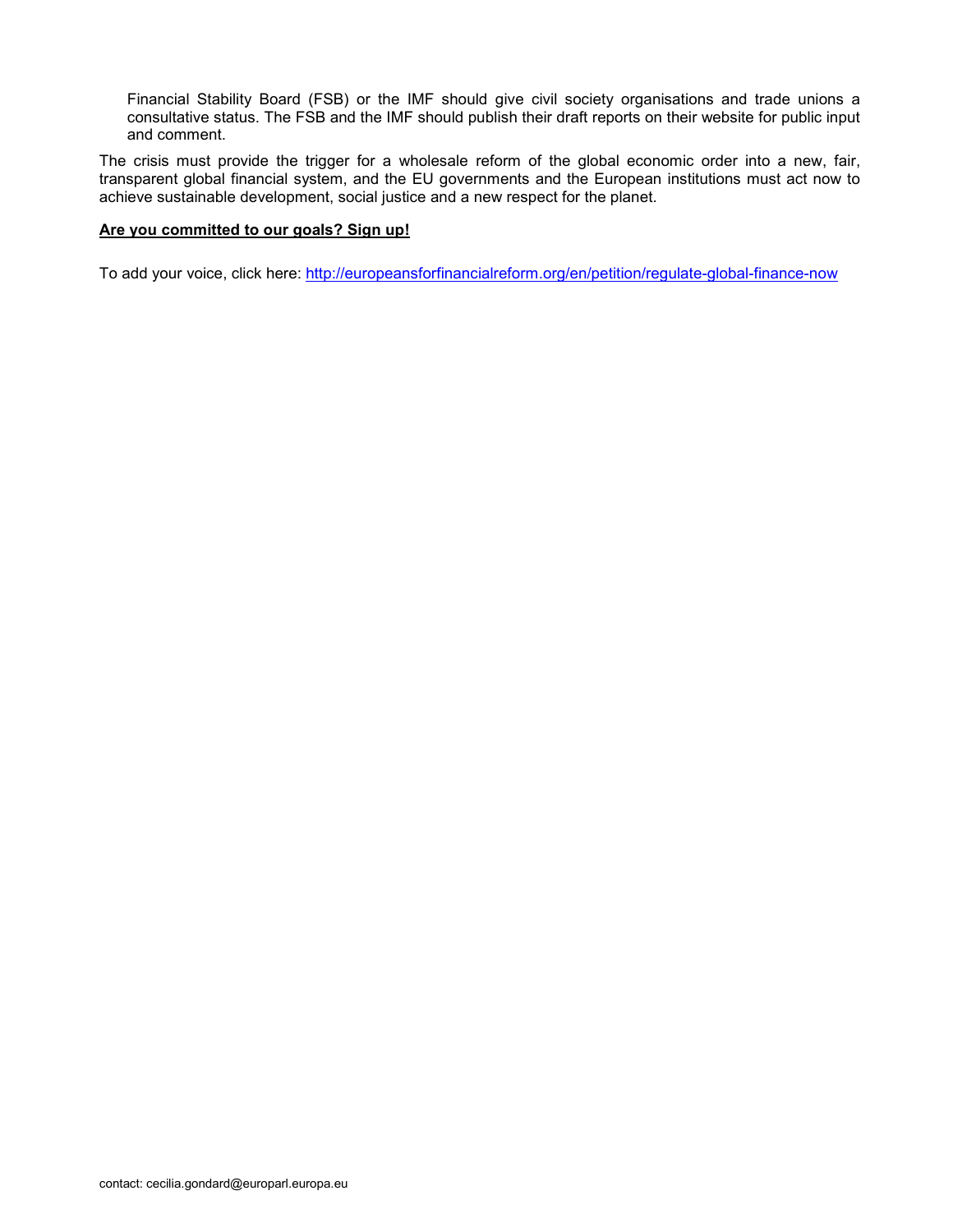Financial Stability Board (FSB) or the IMF should give civil society organisations and trade unions a consultative status. The FSB and the IMF should publish their draft reports on their website for public input and comment.

The crisis must provide the trigger for a wholesale reform of the global economic order into a new, fair, transparent global financial system, and the EU governments and the European institutions must act now to achieve sustainable development, social justice and a new respect for the planet.

**Are you committed to our goals? Sign up!**

To add your voice, click here: http://europeansforfinancialreform.org/en/petition/regulate-global-finance-now

contact: cecilia.gondard@europarl.europa.eu